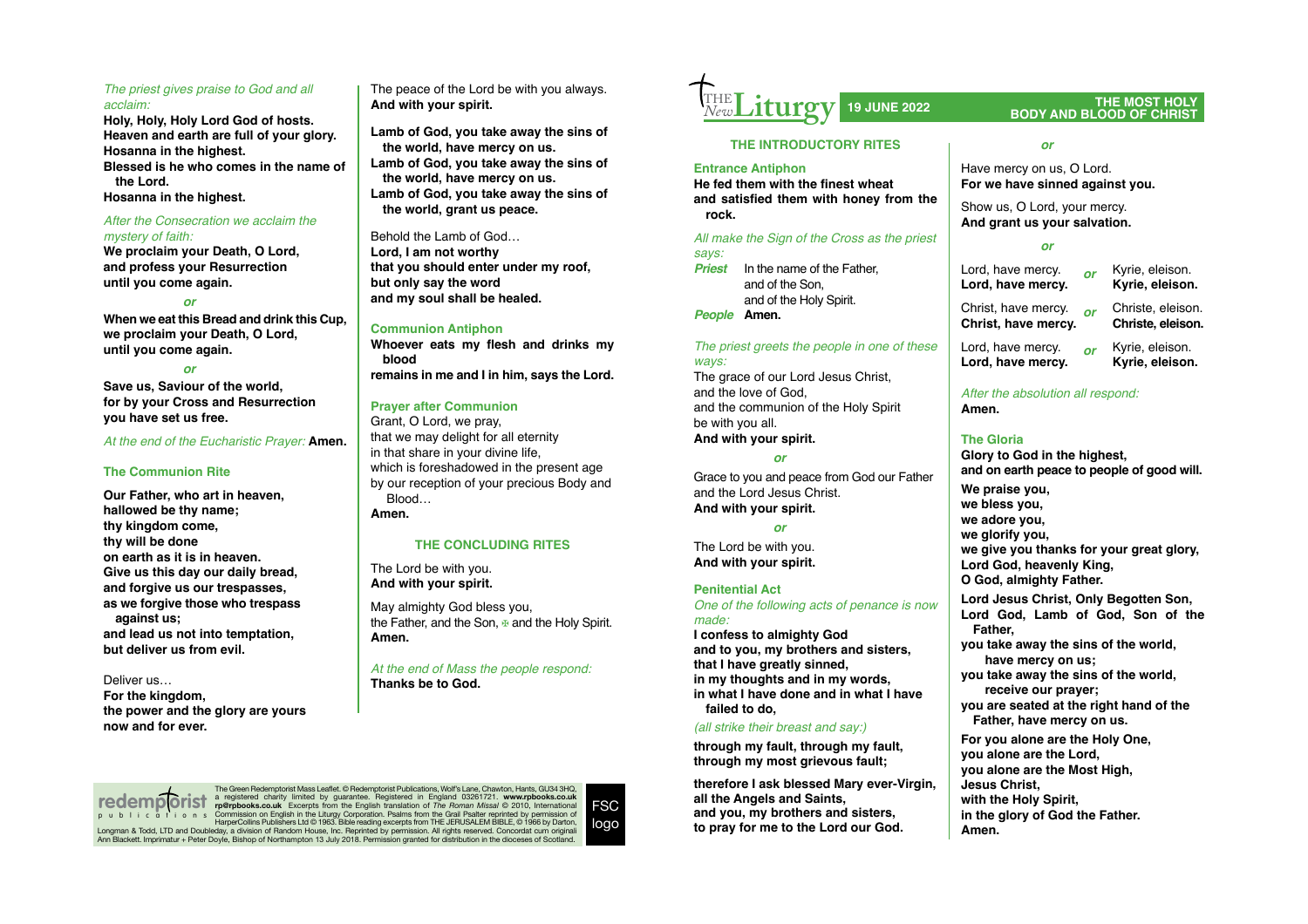*The priest gives praise to God and all acclaim:*

**Holy, Holy, Holy Lord God of hosts.**
**Heaven and earth are full of your glory.**
**Hosanna in the highest.**
**Blessed is he who comes in the name of the Lord.**
**Hosanna in the highest.**

*After the Consecration we acclaim the mystery of faith:*

**We proclaim your Death, O Lord,**
**and profess your Resurrection**
**until you come again.**

*or*

**When we eat this Bread and drink this Cup,**
**we proclaim your Death, O Lord,**
**until you come again.**

*or*

**Save us, Saviour of the world,**
**for by your Cross and Resurrection**
**you have set us free.**

*At the end of the Eucharistic Prayer:* **Amen.**

### The Communion Rite

**Our Father, who art in heaven,**
**hallowed be thy name;**
**thy kingdom come,**
**thy will be done**
**on earth as it is in heaven.**
**Give us this day our daily bread,**
**and forgive us our trespasses,**
**as we forgive those who trespass against us;**
**and lead us not into temptation,**
**but deliver us from evil.**

Deliver us…
**For the kingdom,**
**the power and the glory are yours**
**now and for ever.**

The peace of the Lord be with you always.
**And with your spirit.**

**Lamb of God, you take away the sins of the world, have mercy on us.**
**Lamb of God, you take away the sins of the world, have mercy on us.**
**Lamb of God, you take away the sins of the world, grant us peace.**

Behold the Lamb of God…
**Lord, I am not worthy**
**that you should enter under my roof,**
**but only say the word**
**and my soul shall be healed.**

### Communion Antiphon

**Whoever eats my flesh and drinks my blood**
**remains in me and I in him, says the Lord.**

### Prayer after Communion

Grant, O Lord, we pray,
that we may delight for all eternity
in that share in your divine life,
which is foreshadowed in the present age
by our reception of your precious Body and Blood…
**Amen.**

## THE CONCLUDING RITES

The Lord be with you.
**And with your spirit.**

May almighty God bless you,
the Father, and the Son, ✠ and the Holy Spirit.
**Amen.**

*At the end of Mass the people respond:*
**Thanks be to God.**

The Green Redemptorist Mass Leaflet. © Redemptorist Publications, Wolf's Lane, Chawton, Hants, GU34 3HQ, a registered charity limited by guarantee. Registered in England 03261721. **www.rpbooks.co.uk rp@rpbooks.co.uk** Excerpts from the English translation of *The Roman Missal* © 2010, International Commission on English in the Liturgy Corporation. Psalms from the Grail Psalter reprinted by permission of HarperCollins Publishers Ltd © 1963. Bible reading excerpts from THE JERUSALEM BIBLE, © 1966 by Darton, Longman & Todd, LTD and Doubleday, a division of Random House, Inc. Reprinted by permission. All rights reserved. Concordat cum originali Ann Blackett. Imprimatur + Peter Doyle, Bishop of Northampton 13 July 2018. Permission granted for distribution in the dioceses of Scotland.

FSC logo

# The New Liturgy — 19 JUNE 2022 — THE MOST HOLY BODY AND BLOOD OF CHRIST

## THE INTRODUCTORY RITES

### Entrance Antiphon

**He fed them with the finest wheat and satisfied them with honey from the rock.**

*All make the Sign of the Cross as the priest says:*

***Priest*** In the name of the Father,
and of the Son,
and of the Holy Spirit.
***People*** **Amen.**

*The priest greets the people in one of these ways:*

The grace of our Lord Jesus Christ,
and the love of God,
and the communion of the Holy Spirit
be with you all.
**And with your spirit.**

*or*

Grace to you and peace from God our Father and the Lord Jesus Christ.
**And with your spirit.**

*or*

The Lord be with you.
**And with your spirit.**

### Penitential Act

*One of the following acts of penance is now made:*

**I confess to almighty God**
**and to you, my brothers and sisters,**
**that I have greatly sinned,**
**in my thoughts and in my words,**
**in what I have done and in what I have failed to do,**

*(all strike their breast and say:)*

**through my fault, through my fault,**
**through my most grievous fault;**

**therefore I ask blessed Mary ever-Virgin,**
**all the Angels and Saints,**
**and you, my brothers and sisters,**
**to pray for me to the Lord our God.**

*or*

Have mercy on us, O Lord.
**For we have sinned against you.**

Show us, O Lord, your mercy.
**And grant us your salvation.**

*or*

Lord, have mercy. *or* Kyrie, eleison.
**Lord, have mercy.** **Kyrie, eleison.**

Christ, have mercy. *or* Christe, eleison.
**Christ, have mercy.** **Christe, eleison.**

Lord, have mercy. *or* Kyrie, eleison.
**Lord, have mercy.** **Kyrie, eleison.**

*After the absolution all respond:*
**Amen.**

### The Gloria

**Glory to God in the highest,**
**and on earth peace to people of good will.**

**We praise you,**
**we bless you,**
**we adore you,**
**we glorify you,**
**we give you thanks for your great glory,**
**Lord God, heavenly King,**
**O God, almighty Father.**

**Lord Jesus Christ, Only Begotten Son,**
**Lord God, Lamb of God, Son of the Father,**
**you take away the sins of the world,**
**have mercy on us;**
**you take away the sins of the world,**
**receive our prayer;**
**you are seated at the right hand of the Father, have mercy on us.**

**For you alone are the Holy One,**
**you alone are the Lord,**
**you alone are the Most High,**
**Jesus Christ,**
**with the Holy Spirit,**
**in the glory of God the Father.**
**Amen.**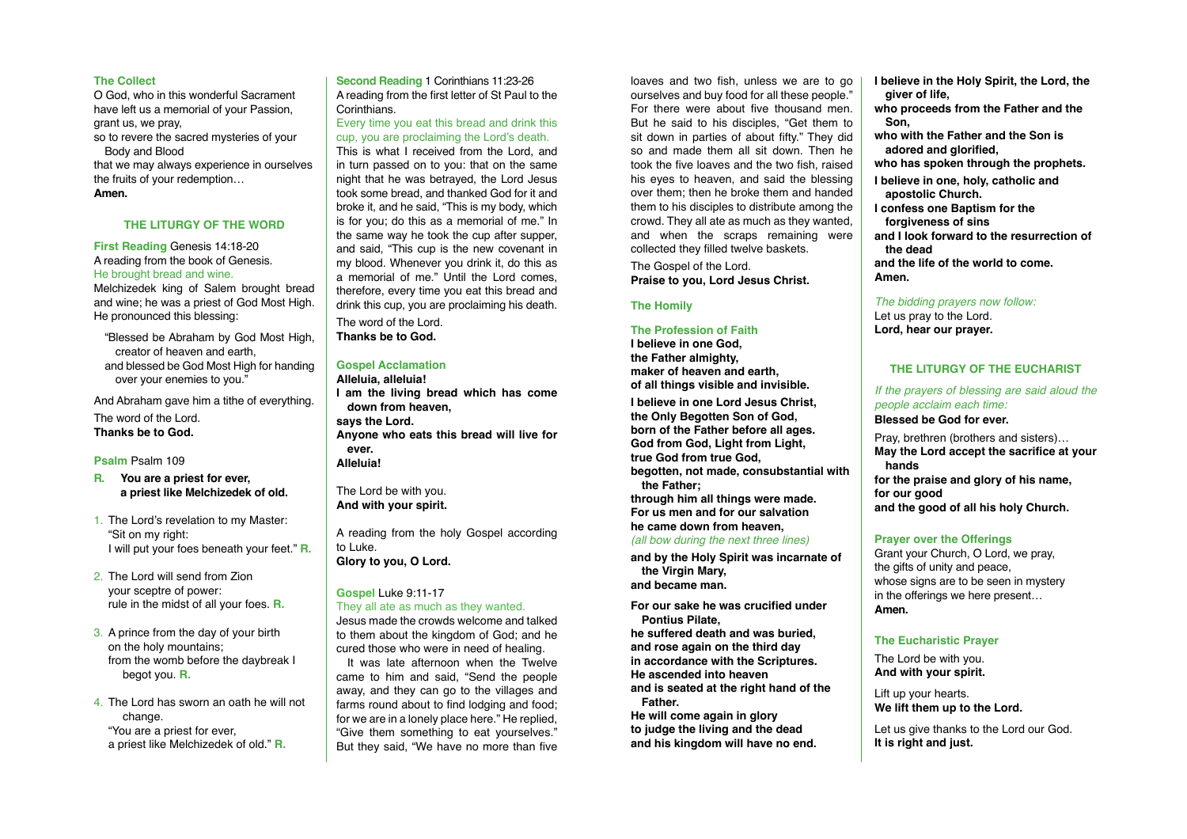### The Collect

O God, who in this wonderful Sacrament
have left us a memorial of your Passion,
grant us, we pray,
so to revere the sacred mysteries of your Body and Blood
that we may always experience in ourselves
the fruits of your redemption…
**Amen.**

## THE LITURGY OF THE WORD

**First Reading** Genesis 14:18-20
A reading from the book of Genesis.
He brought bread and wine.
Melchizedek king of Salem brought bread and wine; he was a priest of God Most High. He pronounced this blessing:

"Blessed be Abraham by God Most High,
creator of heaven and earth,
and blessed be God Most High for handing over your enemies to you."

And Abraham gave him a tithe of everything.

The word of the Lord.
**Thanks be to God.**

**Psalm** Psalm 109

**R. You are a priest for ever,
a priest like Melchizedek of old.**

1. The Lord's revelation to my Master:
"Sit on my right:
I will put your foes beneath your feet." **R.**

2. The Lord will send from Zion
your sceptre of power:
rule in the midst of all your foes. **R.**

3. A prince from the day of your birth
on the holy mountains;
from the womb before the daybreak I begot you. **R.**

4. The Lord has sworn an oath he will not change.
"You are a priest for ever,
a priest like Melchizedek of old." **R.**

**Second Reading** 1 Corinthians 11:23-26
A reading from the first letter of St Paul to the Corinthians.
Every time you eat this bread and drink this cup, you are proclaiming the Lord's death.
This is what I received from the Lord, and in turn passed on to you: that on the same night that he was betrayed, the Lord Jesus took some bread, and thanked God for it and broke it, and he said, "This is my body, which is for you; do this as a memorial of me." In the same way he took the cup after supper, and said, "This cup is the new covenant in my blood. Whenever you drink it, do this as a memorial of me." Until the Lord comes, therefore, every time you eat this bread and drink this cup, you are proclaiming his death.

The word of the Lord.
**Thanks be to God.**

**Gospel Acclamation**
**Alleluia, alleluia!
I am the living bread which has come down from heaven,
says the Lord.
Anyone who eats this bread will live for ever.
Alleluia!**

The Lord be with you.
**And with your spirit.**

A reading from the holy Gospel according to Luke.
**Glory to you, O Lord.**

**Gospel** Luke 9:11-17
They all ate as much as they wanted.
Jesus made the crowds welcome and talked to them about the kingdom of God; and he cured those who were in need of healing.

It was late afternoon when the Twelve came to him and said, "Send the people away, and they can go to the villages and farms round about to find lodging and food; for we are in a lonely place here." He replied, "Give them something to eat yourselves." But they said, "We have no more than five loaves and two fish, unless we are to go ourselves and buy food for all these people." For there were about five thousand men. But he said to his disciples, "Get them to sit down in parties of about fifty." They did so and made them all sit down. Then he took the five loaves and the two fish, raised his eyes to heaven, and said the blessing over them; then he broke them and handed them to his disciples to distribute among the crowd. They all ate as much as they wanted, and when the scraps remaining were collected they filled twelve baskets.

The Gospel of the Lord.
**Praise to you, Lord Jesus Christ.**

### The Homily

### The Profession of Faith

**I believe in one God,
the Father almighty,
maker of heaven and earth,
of all things visible and invisible.**

**I believe in one Lord Jesus Christ,
the Only Begotten Son of God,
born of the Father before all ages.
God from God, Light from Light,
true God from true God,
begotten, not made, consubstantial with the Father;
through him all things were made.
For us men and for our salvation
he came down from heaven,**
*(all bow during the next three lines)*
**and by the Holy Spirit was incarnate of the Virgin Mary,
and became man.**

**For our sake he was crucified under Pontius Pilate,
he suffered death and was buried,
and rose again on the third day
in accordance with the Scriptures.
He ascended into heaven
and is seated at the right hand of the Father.
He will come again in glory
to judge the living and the dead
and his kingdom will have no end.**

**I believe in the Holy Spirit, the Lord, the giver of life,
who proceeds from the Father and the Son,
who with the Father and the Son is adored and glorified,
who has spoken through the prophets.**

**I believe in one, holy, catholic and apostolic Church.
I confess one Baptism for the forgiveness of sins
and I look forward to the resurrection of the dead
and the life of the world to come.
Amen.**

*The bidding prayers now follow:*
Let us pray to the Lord.
**Lord, hear our prayer.**

## THE LITURGY OF THE EUCHARIST

*If the prayers of blessing are said aloud the people acclaim each time:*
**Blessed be God for ever.**

Pray, brethren (brothers and sisters)…
**May the Lord accept the sacrifice at your hands
for the praise and glory of his name,
for our good
and the good of all his holy Church.**

### Prayer over the Offerings

Grant your Church, O Lord, we pray,
the gifts of unity and peace,
whose signs are to be seen in mystery
in the offerings we here present…
**Amen.**

### The Eucharistic Prayer

The Lord be with you.
**And with your spirit.**

Lift up your hearts.
**We lift them up to the Lord.**

Let us give thanks to the Lord our God.
**It is right and just.**